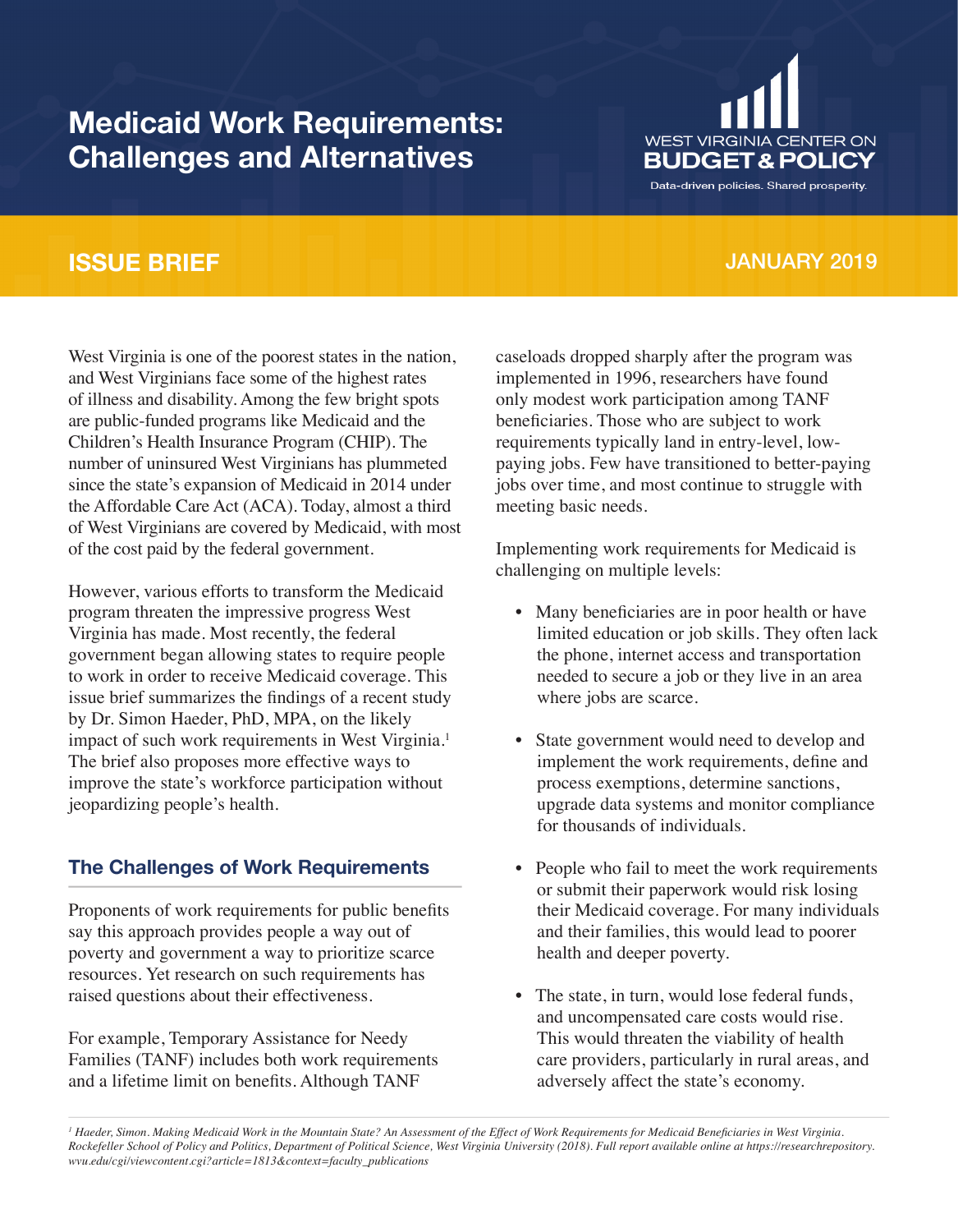# Medicaid Work Requirements: Challenges and Alternatives

WEST VIRGINIA CENTER ON BUDGET & POLICY

Data-driven policies. Shared prosperity.

**ISSUE BRIEF** — **JANUARY 2019**

West Virginia is one of the poorest states in the nation, and West Virginians face some of the highest rates of illness and disability. Among the few bright spots are public-funded programs like Medicaid and the Children's Health Insurance Program (CHIP). The number of uninsured West Virginians has plummeted since the state's expansion of Medicaid in 2014 under the Affordable Care Act (ACA). Today, almost a third of West Virginians are covered by Medicaid, with most of the cost paid by the federal government.

However, various efforts to transform the Medicaid program threaten the impressive progress West Virginia has made. Most recently, the federal government began allowing states to require people to work in order to receive Medicaid coverage. This issue brief summarizes the findings of a recent study by Dr. Simon Haeder, PhD, MPA, on the likely impact of such work requirements in West Virginia.[1] The brief also proposes more effective ways to improve the state's workforce participation without jeopardizing people's health.

## The Challenges of Work Requirements

Proponents of work requirements for public benefits say this approach provides people a way out of poverty and government a way to prioritize scarce resources. Yet research on such requirements has raised questions about their effectiveness.

For example, Temporary Assistance for Needy Families (TANF) includes both work requirements and a lifetime limit on benefits. Although TANF caseloads dropped sharply after the program was implemented in 1996, researchers have found only modest work participation among TANF beneficiaries. Those who are subject to work requirements typically land in entry-level, low-paying jobs. Few have transitioned to better-paying jobs over time, and most continue to struggle with meeting basic needs.

Implementing work requirements for Medicaid is challenging on multiple levels:

- Many beneficiaries are in poor health or have limited education or job skills. They often lack the phone, internet access and transportation needed to secure a job or they live in an area where jobs are scarce.
- State government would need to develop and implement the work requirements, define and process exemptions, determine sanctions, upgrade data systems and monitor compliance for thousands of individuals.
- People who fail to meet the work requirements or submit their paperwork would risk losing their Medicaid coverage. For many individuals and their families, this would lead to poorer health and deeper poverty.
- The state, in turn, would lose federal funds, and uncompensated care costs would rise. This would threaten the viability of health care providers, particularly in rural areas, and adversely affect the state's economy.

[1] *Haeder, Simon. Making Medicaid Work in the Mountain State? An Assessment of the Effect of Work Requirements for Medicaid Beneficiaries in West Virginia. Rockefeller School of Policy and Politics, Department of Political Science, West Virginia University (2018). Full report available online at https://researchrepository.wvu.edu/cgi/viewcontent.cgi?article=1813&context=faculty_publications*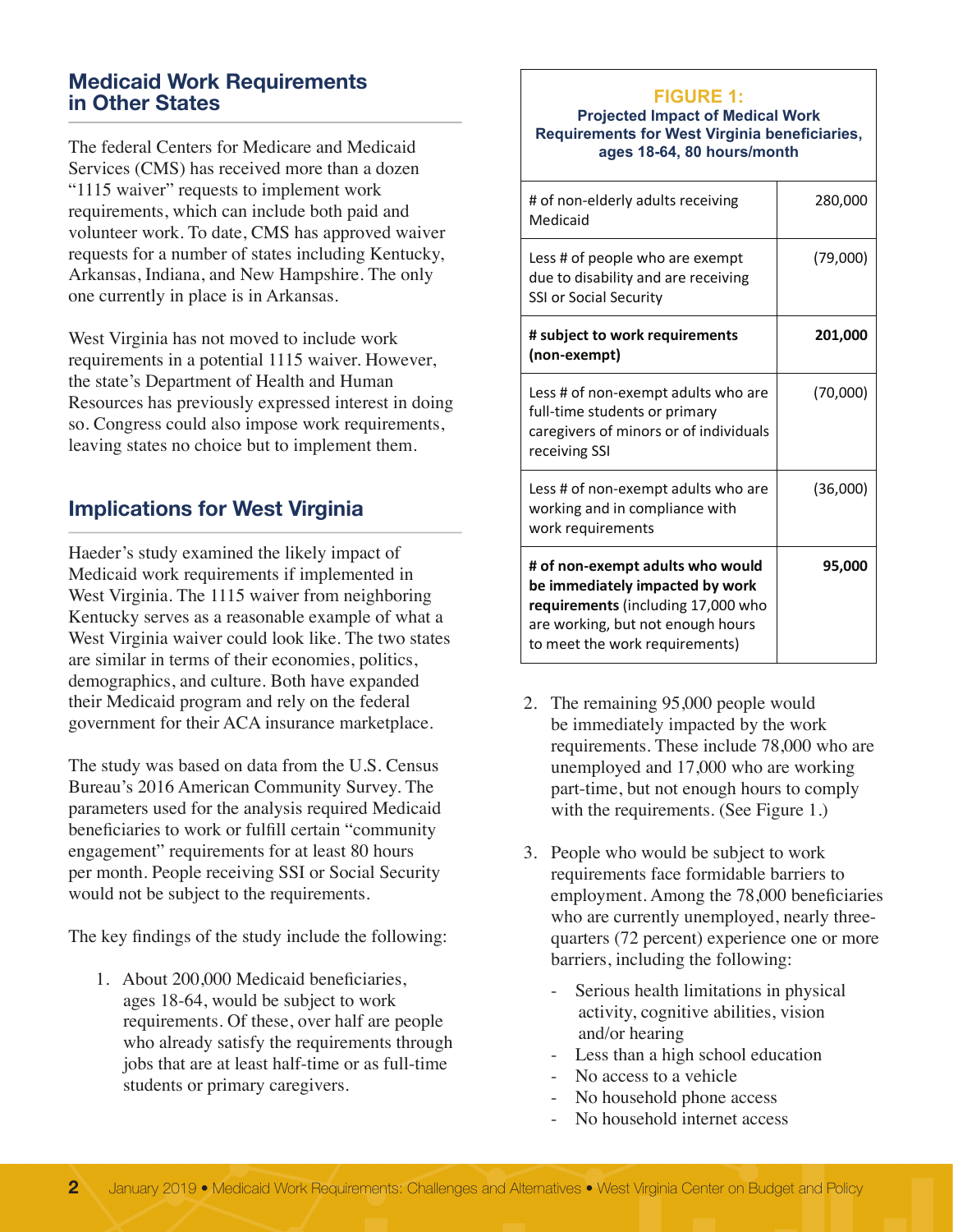## Medicaid Work Requirements in Other States

The federal Centers for Medicare and Medicaid Services (CMS) has received more than a dozen "1115 waiver" requests to implement work requirements, which can include both paid and volunteer work. To date, CMS has approved waiver requests for a number of states including Kentucky, Arkansas, Indiana, and New Hampshire. The only one currently in place is in Arkansas.

West Virginia has not moved to include work requirements in a potential 1115 waiver. However, the state's Department of Health and Human Resources has previously expressed interest in doing so. Congress could also impose work requirements, leaving states no choice but to implement them.

## Implications for West Virginia

Haeder's study examined the likely impact of Medicaid work requirements if implemented in West Virginia. The 1115 waiver from neighboring Kentucky serves as a reasonable example of what a West Virginia waiver could look like. The two states are similar in terms of their economies, politics, demographics, and culture. Both have expanded their Medicaid program and rely on the federal government for their ACA insurance marketplace.

The study was based on data from the U.S. Census Bureau's 2016 American Community Survey. The parameters used for the analysis required Medicaid beneficiaries to work or fulfill certain "community engagement" requirements for at least 80 hours per month. People receiving SSI or Social Security would not be subject to the requirements.

The key findings of the study include the following:

1. About 200,000 Medicaid beneficiaries, ages 18-64, would be subject to work requirements. Of these, over half are people who already satisfy the requirements through jobs that are at least half-time or as full-time students or primary caregivers.

**FIGURE 1:**
**Projected Impact of Medical Work Requirements for West Virginia beneficiaries, ages 18-64, 80 hours/month**

| | |
|---|---|
| # of non-elderly adults receiving Medicaid | 280,000 |
| Less # of people who are exempt due to disability and are receiving SSI or Social Security | (79,000) |
| **# subject to work requirements (non-exempt)** | **201,000** |
| Less # of non-exempt adults who are full-time students or primary caregivers of minors or of individuals receiving SSI | (70,000) |
| Less # of non-exempt adults who are working and in compliance with work requirements | (36,000) |
| **# of non-exempt adults who would be immediately impacted by work requirements** (including 17,000 who are working, but not enough hours to meet the work requirements) | **95,000** |

2. The remaining 95,000 people would be immediately impacted by the work requirements. These include 78,000 who are unemployed and 17,000 who are working part-time, but not enough hours to comply with the requirements. (See Figure 1.)

3. People who would be subject to work requirements face formidable barriers to employment. Among the 78,000 beneficiaries who are currently unemployed, nearly three-quarters (72 percent) experience one or more barriers, including the following:
   - Serious health limitations in physical activity, cognitive abilities, vision and/or hearing
   - Less than a high school education
   - No access to a vehicle
   - No household phone access
   - No household internet access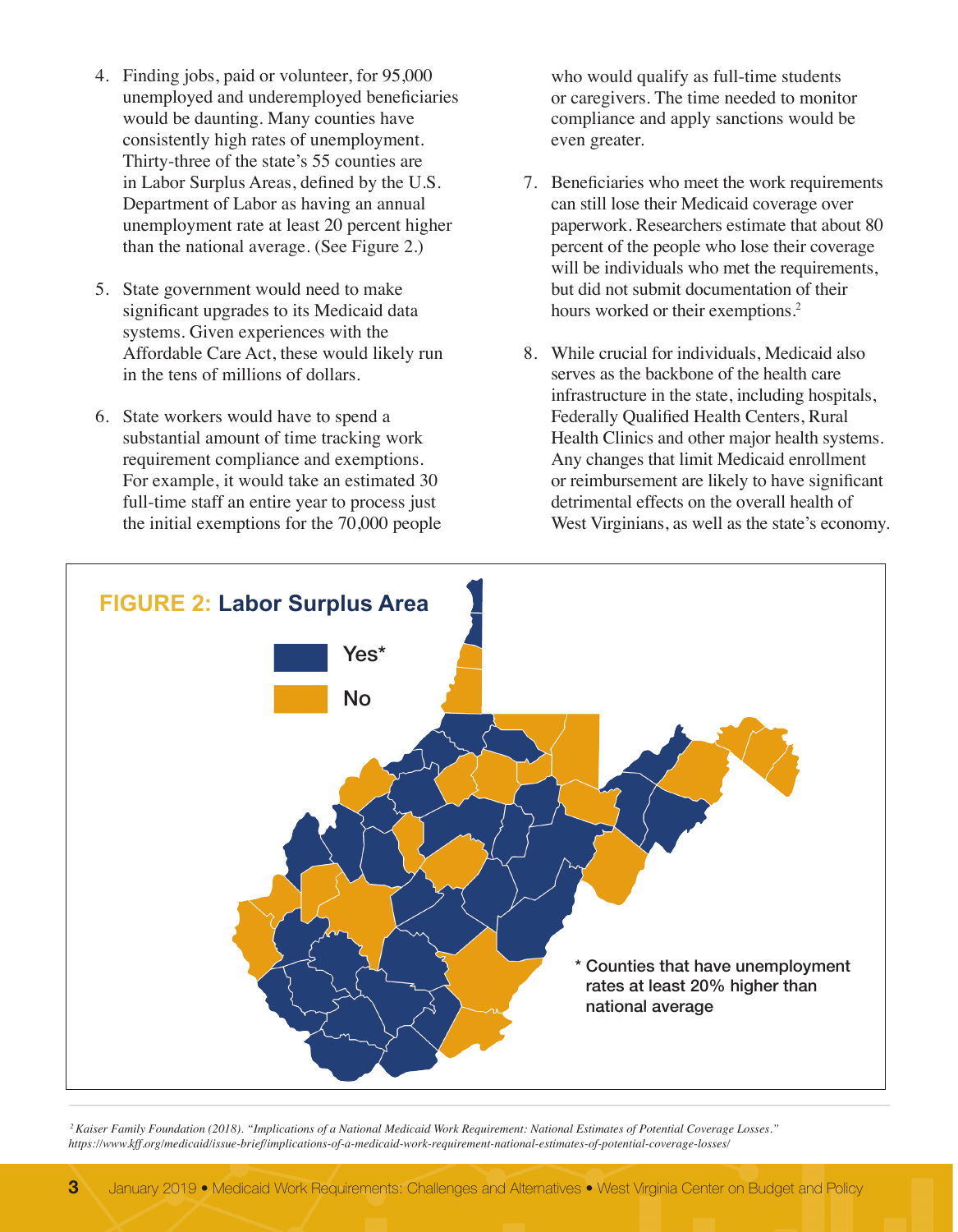4. Finding jobs, paid or volunteer, for 95,000 unemployed and underemployed beneficiaries would be daunting. Many counties have consistently high rates of unemployment. Thirty-three of the state's 55 counties are in Labor Surplus Areas, defined by the U.S. Department of Labor as having an annual unemployment rate at least 20 percent higher than the national average. (See Figure 2.)

5. State government would need to make significant upgrades to its Medicaid data systems. Given experiences with the Affordable Care Act, these would likely run in the tens of millions of dollars.

6. State workers would have to spend a substantial amount of time tracking work requirement compliance and exemptions. For example, it would take an estimated 30 full-time staff an entire year to process just the initial exemptions for the 70,000 people who would qualify as full-time students or caregivers. The time needed to monitor compliance and apply sanctions would be even greater.

7. Beneficiaries who meet the work requirements can still lose their Medicaid coverage over paperwork. Researchers estimate that about 80 percent of the people who lose their coverage will be individuals who met the requirements, but did not submit documentation of their hours worked or their exemptions.[2]

8. While crucial for individuals, Medicaid also serves as the backbone of the health care infrastructure in the state, including hospitals, Federally Qualified Health Centers, Rural Health Clinics and other major health systems. Any changes that limit Medicaid enrollment or reimbursement are likely to have significant detrimental effects on the overall health of West Virginians, as well as the state's economy.

**FIGURE 2: Labor Surplus Area**

Yes*

No

\* Counties that have unemployment rates at least 20% higher than national average

[2] *Kaiser Family Foundation (2018). "Implications of a National Medicaid Work Requirement: National Estimates of Potential Coverage Losses." https://www.kff.org/medicaid/issue-brief/implications-of-a-medicaid-work-requirement-national-estimates-of-potential-coverage-losses/*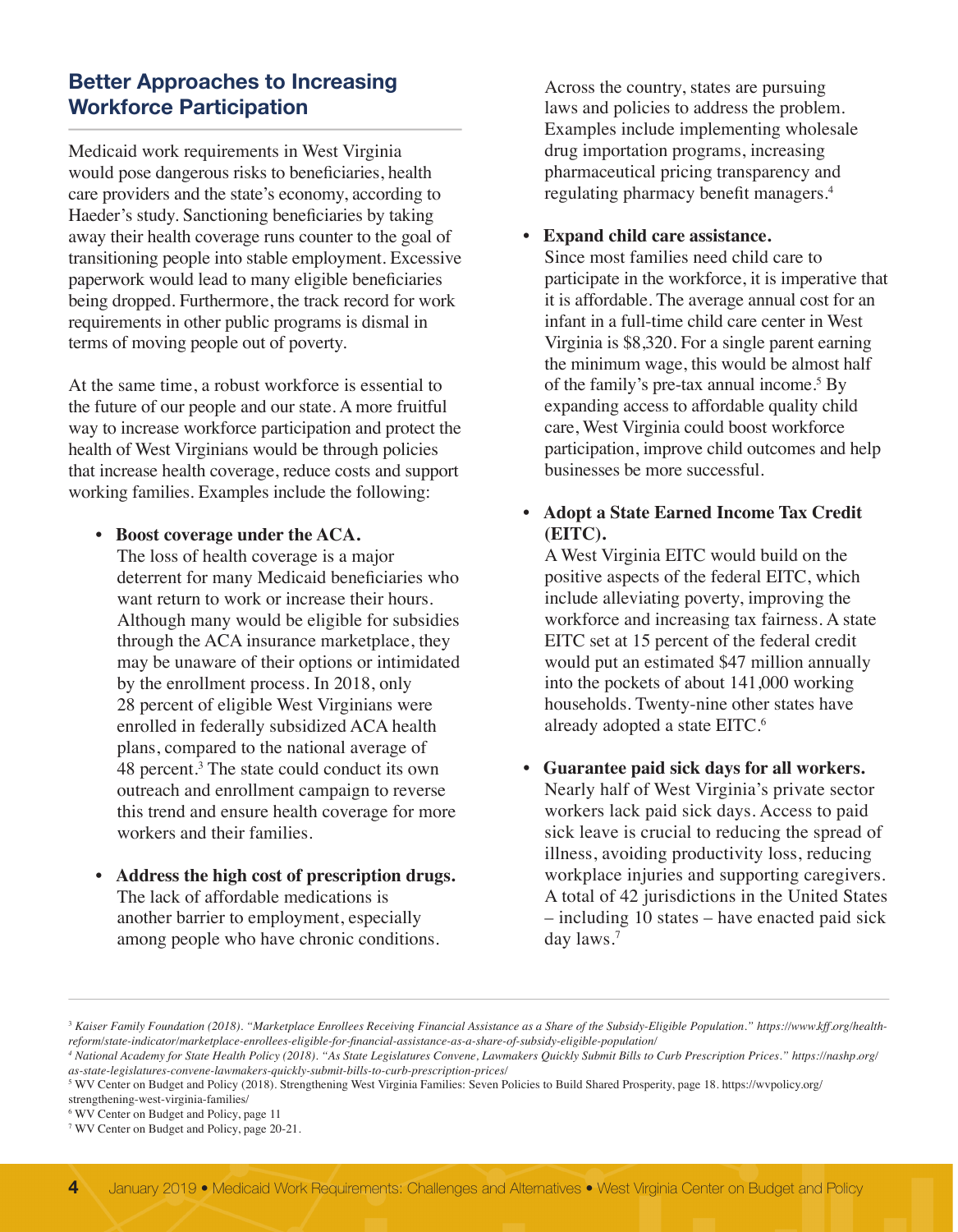## Better Approaches to Increasing Workforce Participation

Medicaid work requirements in West Virginia would pose dangerous risks to beneficiaries, health care providers and the state's economy, according to Haeder's study. Sanctioning beneficiaries by taking away their health coverage runs counter to the goal of transitioning people into stable employment. Excessive paperwork would lead to many eligible beneficiaries being dropped. Furthermore, the track record for work requirements in other public programs is dismal in terms of moving people out of poverty.

At the same time, a robust workforce is essential to the future of our people and our state. A more fruitful way to increase workforce participation and protect the health of West Virginians would be through policies that increase health coverage, reduce costs and support working families. Examples include the following:

- **Boost coverage under the ACA.** The loss of health coverage is a major deterrent for many Medicaid beneficiaries who want return to work or increase their hours. Although many would be eligible for subsidies through the ACA insurance marketplace, they may be unaware of their options or intimidated by the enrollment process. In 2018, only 28 percent of eligible West Virginians were enrolled in federally subsidized ACA health plans, compared to the national average of 48 percent.[3] The state could conduct its own outreach and enrollment campaign to reverse this trend and ensure health coverage for more workers and their families.

- **Address the high cost of prescription drugs.** The lack of affordable medications is another barrier to employment, especially among people who have chronic conditions. Across the country, states are pursuing laws and policies to address the problem. Examples include implementing wholesale drug importation programs, increasing pharmaceutical pricing transparency and regulating pharmacy benefit managers.[4]

- **Expand child care assistance.** Since most families need child care to participate in the workforce, it is imperative that it is affordable. The average annual cost for an infant in a full-time child care center in West Virginia is $8,320. For a single parent earning the minimum wage, this would be almost half of the family's pre-tax annual income.[5] By expanding access to affordable quality child care, West Virginia could boost workforce participation, improve child outcomes and help businesses be more successful.

- **Adopt a State Earned Income Tax Credit (EITC).** A West Virginia EITC would build on the positive aspects of the federal EITC, which include alleviating poverty, improving the workforce and increasing tax fairness. A state EITC set at 15 percent of the federal credit would put an estimated $47 million annually into the pockets of about 141,000 working households. Twenty-nine other states have already adopted a state EITC.[6]

- **Guarantee paid sick days for all workers.** Nearly half of West Virginia's private sector workers lack paid sick days. Access to paid sick leave is crucial to reducing the spread of illness, avoiding productivity loss, reducing workplace injuries and supporting caregivers. A total of 42 jurisdictions in the United States – including 10 states – have enacted paid sick day laws.[7]

---

[3] *Kaiser Family Foundation (2018). "Marketplace Enrollees Receiving Financial Assistance as a Share of the Subsidy-Eligible Population." https://www.kff.org/health-reform/state-indicator/marketplace-enrollees-eligible-for-financial-assistance-as-a-share-of-subsidy-eligible-population/*

[4] *National Academy for State Health Policy (2018). "As State Legislatures Convene, Lawmakers Quickly Submit Bills to Curb Prescription Prices." https://nashp.org/as-state-legislatures-convene-lawmakers-quickly-submit-bills-to-curb-prescription-prices/*

[5] WV Center on Budget and Policy (2018). Strengthening West Virginia Families: Seven Policies to Build Shared Prosperity, page 18. https://wvpolicy.org/strengthening-west-virginia-families/

[6] WV Center on Budget and Policy, page 11

[7] WV Center on Budget and Policy, page 20-21.